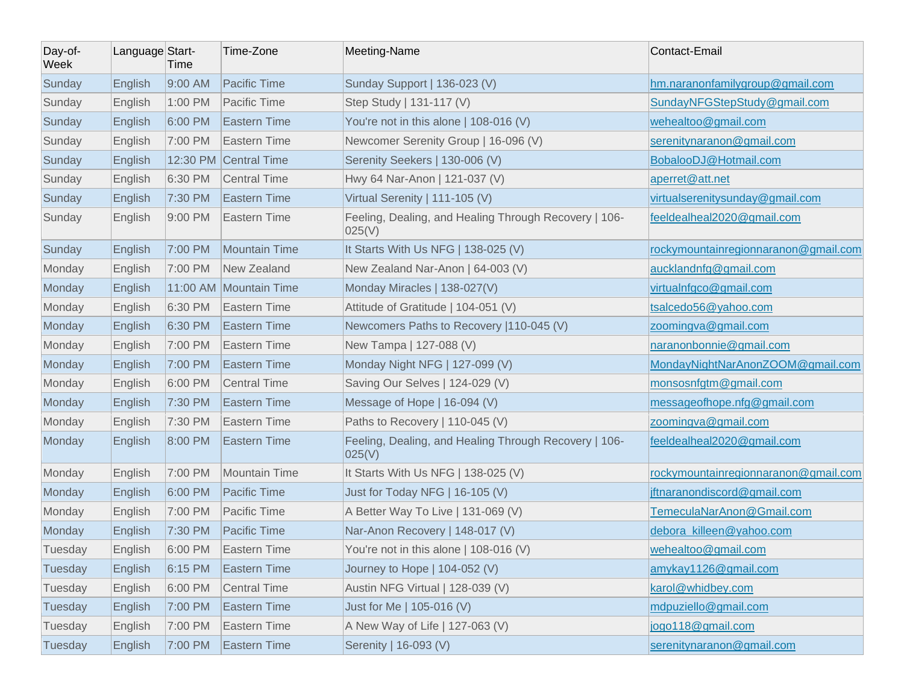| Day-of-Week | Language | Start-Time | Time-Zone | Meeting-Name | Contact-Email |
|---|---|---|---|---|---|
| Sunday | English | 9:00 AM | Pacific Time | Sunday Support | 136-023 (V) | hm.naranonfamilygroup@gmail.com |
| Sunday | English | 1:00 PM | Pacific Time | Step Study | 131-117 (V) | SundayNFGStepStudy@gmail.com |
| Sunday | English | 6:00 PM | Eastern Time | You're not in this alone | 108-016 (V) | wehealtoo@gmail.com |
| Sunday | English | 7:00 PM | Eastern Time | Newcomer Serenity Group | 16-096 (V) | serenitynaranon@gmail.com |
| Sunday | English | 12:30 PM | Central Time | Serenity Seekers | 130-006 (V) | BobalooDJ@Hotmail.com |
| Sunday | English | 6:30 PM | Central Time | Hwy 64 Nar-Anon | 121-037 (V) | aperret@att.net |
| Sunday | English | 7:30 PM | Eastern Time | Virtual Serenity | 111-105 (V) | virtualserenitysunday@gmail.com |
| Sunday | English | 9:00 PM | Eastern Time | Feeling, Dealing, and Healing Through Recovery | 106-025(V) | feeldealheal2020@gmail.com |
| Sunday | English | 7:00 PM | Mountain Time | It Starts With Us NFG | 138-025 (V) | rockymountainregionnaranon@gmail.com |
| Monday | English | 7:00 PM | New Zealand | New Zealand Nar-Anon | 64-003 (V) | aucklandnfg@gmail.com |
| Monday | English | 11:00 AM | Mountain Time | Monday Miracles | 138-027(V) | virtualnfgco@gmail.com |
| Monday | English | 6:30 PM | Eastern Time | Attitude of Gratitude | 104-051 (V) | tsalcedo56@yahoo.com |
| Monday | English | 6:30 PM | Eastern Time | Newcomers Paths to Recovery |110-045 (V) | zoomingva@gmail.com |
| Monday | English | 7:00 PM | Eastern Time | New Tampa | 127-088 (V) | naranonbonnie@gmail.com |
| Monday | English | 7:00 PM | Eastern Time | Monday Night NFG | 127-099 (V) | MondayNightNarAnonZOOM@gmail.com |
| Monday | English | 6:00 PM | Central Time | Saving Our Selves | 124-029 (V) | monsosnfgtm@gmail.com |
| Monday | English | 7:30 PM | Eastern Time | Message of Hope | 16-094 (V) | messageofhope.nfg@gmail.com |
| Monday | English | 7:30 PM | Eastern Time | Paths to Recovery | 110-045 (V) | zoomingva@gmail.com |
| Monday | English | 8:00 PM | Eastern Time | Feeling, Dealing, and Healing Through Recovery | 106-025(V) | feeldealheal2020@gmail.com |
| Monday | English | 7:00 PM | Mountain Time | It Starts With Us NFG | 138-025 (V) | rockymountainregionnaranon@gmail.com |
| Monday | English | 6:00 PM | Pacific Time | Just for Today NFG | 16-105 (V) | jftnaranondiscord@gmail.com |
| Monday | English | 7:00 PM | Pacific Time | A Better Way To Live | 131-069 (V) | TemeculaNarAnon@Gmail.com |
| Monday | English | 7:30 PM | Pacific Time | Nar-Anon Recovery | 148-017 (V) | debora_killeen@yahoo.com |
| Tuesday | English | 6:00 PM | Eastern Time | You're not in this alone | 108-016 (V) | wehealtoo@gmail.com |
| Tuesday | English | 6:15 PM | Eastern Time | Journey to Hope | 104-052 (V) | amykay1126@gmail.com |
| Tuesday | English | 6:00 PM | Central Time | Austin NFG Virtual | 128-039 (V) | karol@whidbey.com |
| Tuesday | English | 7:00 PM | Eastern Time | Just for Me | 105-016 (V) | mdpuziello@gmail.com |
| Tuesday | English | 7:00 PM | Eastern Time | A New Way of Life | 127-063 (V) | jogo118@gmail.com |
| Tuesday | English | 7:00 PM | Eastern Time | Serenity | 16-093 (V) | serenitynaranon@gmail.com |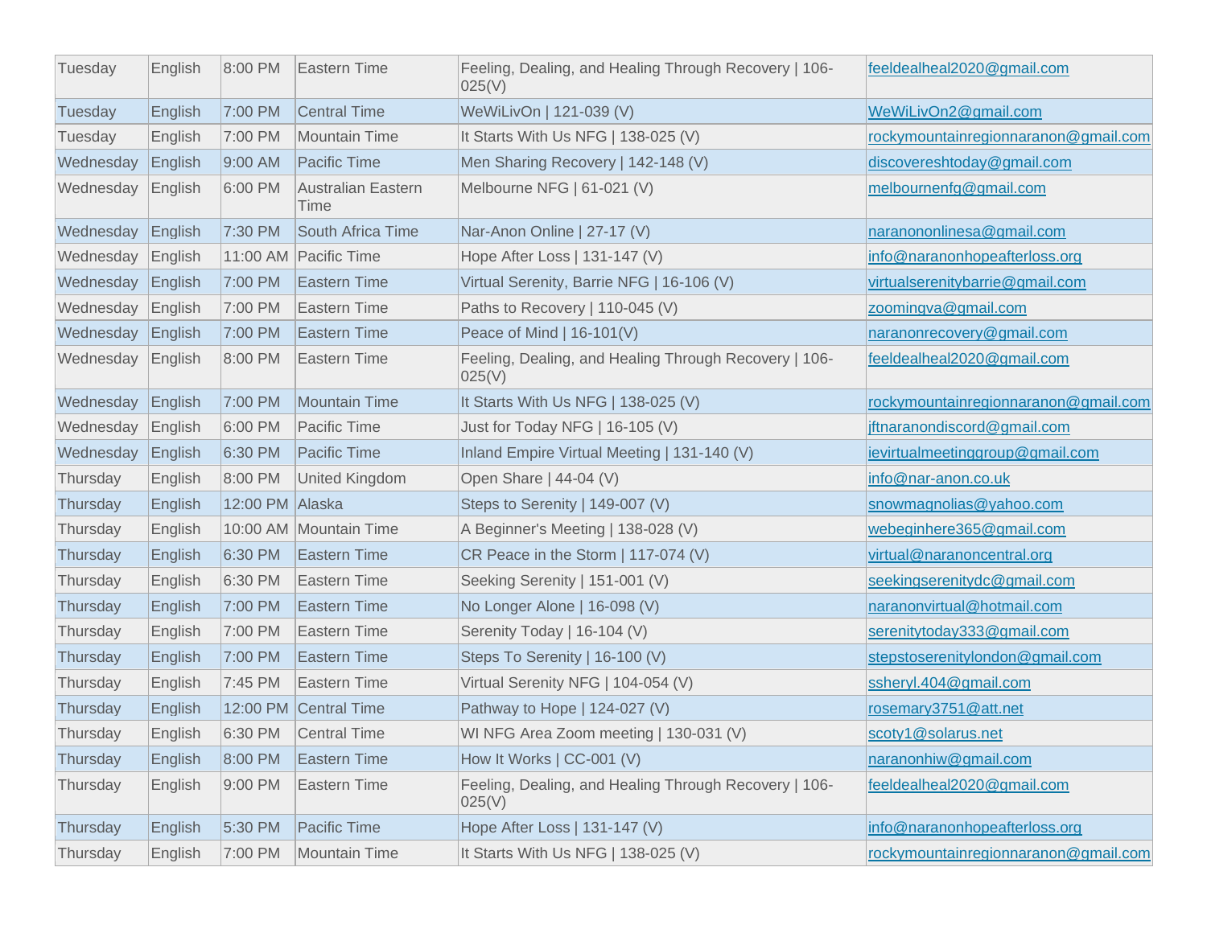| Tuesday | English | 8:00 PM | Eastern Time | Feeling, Dealing, and Healing Through Recovery \| 106-025(V) | feeldealheal2020@gmail.com |
|---|---|---|---|---|---|
| Tuesday | English | 7:00 PM | Central Time | WeWiLivOn \| 121-039 (V) | WeWiLivOn2@gmail.com |
| Tuesday | English | 7:00 PM | Mountain Time | It Starts With Us NFG \| 138-025 (V) | rockymountainregionnaranon@gmail.com |
| Wednesday | English | 9:00 AM | Pacific Time | Men Sharing Recovery \| 142-148 (V) | discovereshtoday@gmail.com |
| Wednesday | English | 6:00 PM | Australian Eastern Time | Melbourne NFG \| 61-021 (V) | melbournenfg@gmail.com |
| Wednesday | English | 7:30 PM | South Africa Time | Nar-Anon Online \| 27-17 (V) | naranononlinesa@gmail.com |
| Wednesday | English | 11:00 AM | Pacific Time | Hope After Loss \| 131-147 (V) | info@naranonhopeafterloss.org |
| Wednesday | English | 7:00 PM | Eastern Time | Virtual Serenity, Barrie NFG \| 16-106 (V) | virtualserenitybarrie@gmail.com |
| Wednesday | English | 7:00 PM | Eastern Time | Paths to Recovery \| 110-045 (V) | zoomingva@gmail.com |
| Wednesday | English | 7:00 PM | Eastern Time | Peace of Mind \| 16-101(V) | naranonrecovery@gmail.com |
| Wednesday | English | 8:00 PM | Eastern Time | Feeling, Dealing, and Healing Through Recovery \| 106-025(V) | feeldealheal2020@gmail.com |
| Wednesday | English | 7:00 PM | Mountain Time | It Starts With Us NFG \| 138-025 (V) | rockymountainregionnaranon@gmail.com |
| Wednesday | English | 6:00 PM | Pacific Time | Just for Today NFG \| 16-105 (V) | jftnaranondiscord@gmail.com |
| Wednesday | English | 6:30 PM | Pacific Time | Inland Empire Virtual Meeting \| 131-140 (V) | ievirtualmeetinggroup@gmail.com |
| Thursday | English | 8:00 PM | United Kingdom | Open Share \| 44-04 (V) | info@nar-anon.co.uk |
| Thursday | English | 12:00 PM | Alaska | Steps to Serenity \| 149-007 (V) | snowmagnolias@yahoo.com |
| Thursday | English | 10:00 AM | Mountain Time | A Beginner's Meeting \| 138-028 (V) | webeginhere365@gmail.com |
| Thursday | English | 6:30 PM | Eastern Time | CR Peace in the Storm \| 117-074 (V) | virtual@naranoncentral.org |
| Thursday | English | 6:30 PM | Eastern Time | Seeking Serenity \| 151-001 (V) | seekingserenitydc@gmail.com |
| Thursday | English | 7:00 PM | Eastern Time | No Longer Alone \| 16-098 (V) | naranonvirtual@hotmail.com |
| Thursday | English | 7:00 PM | Eastern Time | Serenity Today \| 16-104 (V) | serenitytoday333@gmail.com |
| Thursday | English | 7:00 PM | Eastern Time | Steps To Serenity \| 16-100 (V) | stepstoserenitylondon@gmail.com |
| Thursday | English | 7:45 PM | Eastern Time | Virtual Serenity NFG \| 104-054 (V) | ssheryl.404@gmail.com |
| Thursday | English | 12:00 PM | Central Time | Pathway to Hope \| 124-027 (V) | rosemary3751@att.net |
| Thursday | English | 6:30 PM | Central Time | WI NFG Area Zoom meeting \| 130-031 (V) | scoty1@solarus.net |
| Thursday | English | 8:00 PM | Eastern Time | How It Works \| CC-001 (V) | naranonhiw@gmail.com |
| Thursday | English | 9:00 PM | Eastern Time | Feeling, Dealing, and Healing Through Recovery \| 106-025(V) | feeldealheal2020@gmail.com |
| Thursday | English | 5:30 PM | Pacific Time | Hope After Loss \| 131-147 (V) | info@naranonhopeafterloss.org |
| Thursday | English | 7:00 PM | Mountain Time | It Starts With Us NFG \| 138-025 (V) | rockymountainregionnaranon@gmail.com |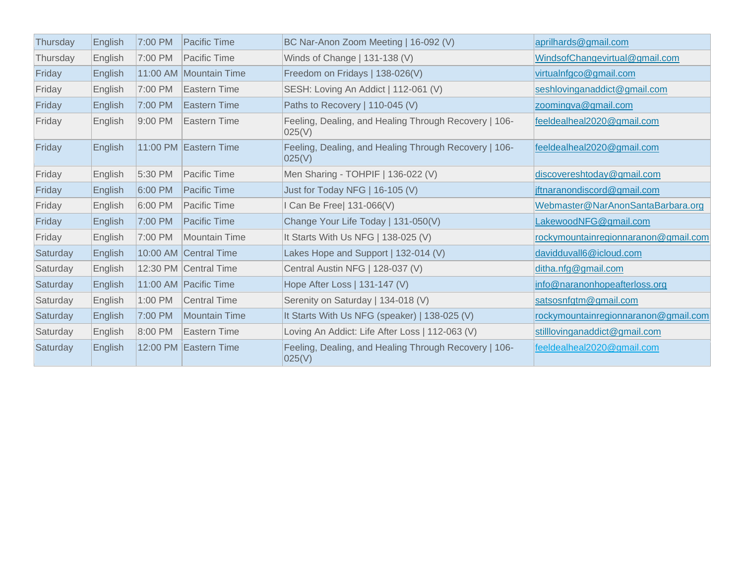| | | | | | |
|---|---|---|---|---|---|
| Thursday | English | 7:00 PM | Pacific Time | BC Nar-Anon Zoom Meeting \| 16-092 (V) | aprilhards@gmail.com |
| Thursday | English | 7:00 PM | Pacific Time | Winds of Change \| 131-138 (V) | WindsofChangevirtual@gmail.com |
| Friday | English | 11:00 AM | Mountain Time | Freedom on Fridays \| 138-026(V) | virtualnfgco@gmail.com |
| Friday | English | 7:00 PM | Eastern Time | SESH: Loving An Addict \| 112-061 (V) | seshlovinganaddict@gmail.com |
| Friday | English | 7:00 PM | Eastern Time | Paths to Recovery \| 110-045 (V) | zoomingva@gmail.com |
| Friday | English | 9:00 PM | Eastern Time | Feeling, Dealing, and Healing Through Recovery \| 106-025(V) | feeldealheal2020@gmail.com |
| Friday | English | 11:00 PM | Eastern Time | Feeling, Dealing, and Healing Through Recovery \| 106-025(V) | feeldealheal2020@gmail.com |
| Friday | English | 5:30 PM | Pacific Time | Men Sharing - TOHPIF \| 136-022 (V) | discovereshtoday@gmail.com |
| Friday | English | 6:00 PM | Pacific Time | Just for Today NFG \| 16-105 (V) | jftnaranondiscord@gmail.com |
| Friday | English | 6:00 PM | Pacific Time | I Can Be Free\| 131-066(V) | Webmaster@NarAnonSantaBarbara.org |
| Friday | English | 7:00 PM | Pacific Time | Change Your Life Today \| 131-050(V) | LakewoodNFG@gmail.com |
| Friday | English | 7:00 PM | Mountain Time | It Starts With Us NFG \| 138-025 (V) | rockymountainregionnaranon@gmail.com |
| Saturday | English | 10:00 AM | Central Time | Lakes Hope and Support \| 132-014 (V) | davidduvall6@icloud.com |
| Saturday | English | 12:30 PM | Central Time | Central Austin NFG \| 128-037 (V) | ditha.nfg@gmail.com |
| Saturday | English | 11:00 AM | Pacific Time | Hope After Loss \| 131-147 (V) | info@naranonhopeafterloss.org |
| Saturday | English | 1:00 PM | Central Time | Serenity on Saturday \| 134-018 (V) | satsosnfgtm@gmail.com |
| Saturday | English | 7:00 PM | Mountain Time | It Starts With Us NFG (speaker) \| 138-025 (V) | rockymountainregionnaranon@gmail.com |
| Saturday | English | 8:00 PM | Eastern Time | Loving An Addict: Life After Loss \| 112-063 (V) | stilllovinganaddict@gmail.com |
| Saturday | English | 12:00 PM | Eastern Time | Feeling, Dealing, and Healing Through Recovery \| 106-025(V) | feeldealheal2020@gmail.com |